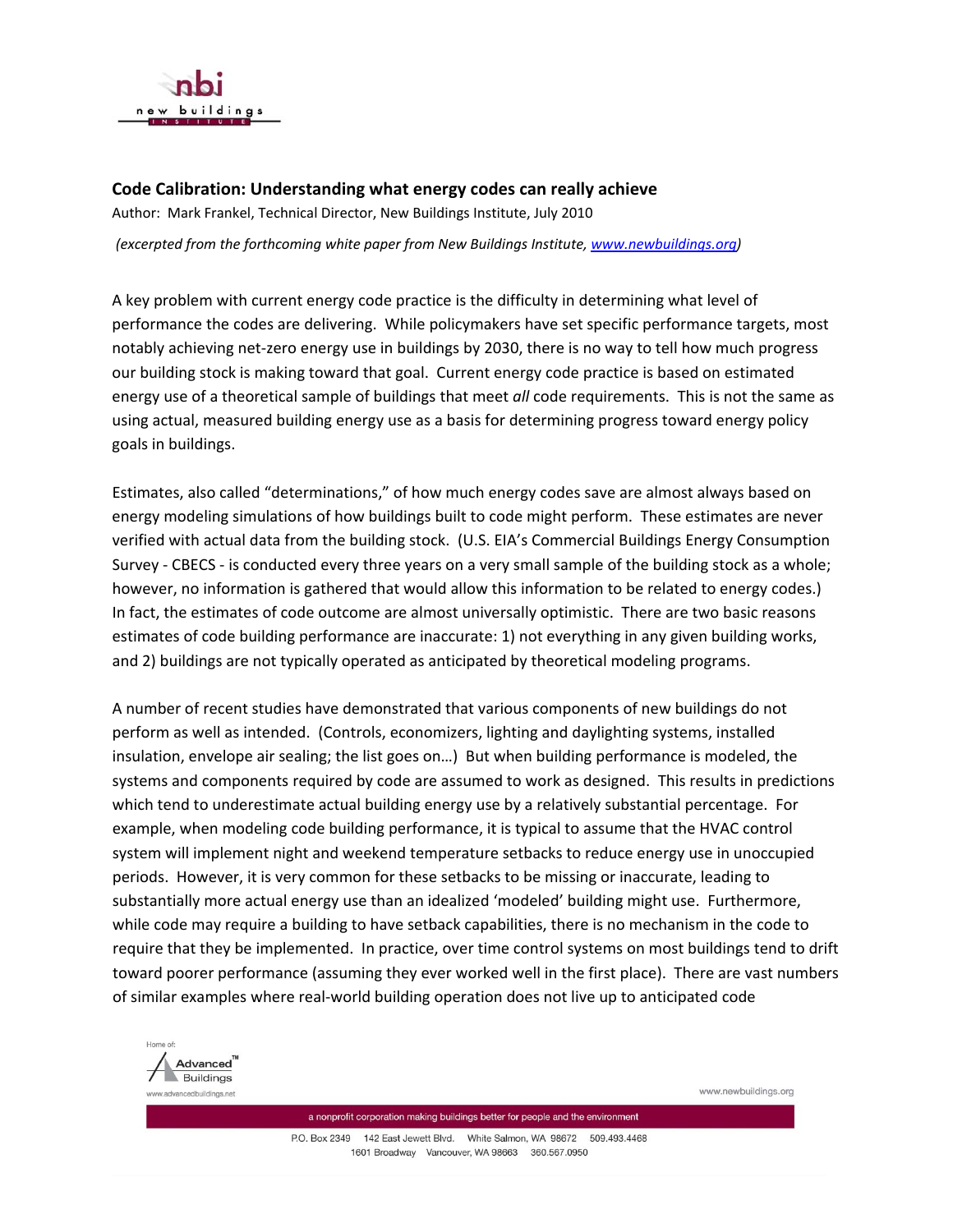## Code Calibration: Understanding what energy codes can really achieve

Author: Mark Frankel, Technical Director, New Buildings Institute, July 2010

*(excerpted from the forthcoming white paper from New Buildings Institute, [www.newbuildings.org](http://www.newbuildings.org))*

A key problem with current energy code practice is the difficulty in determining what level of performance the codes are delivering. While policymakers have set specific performance targets, most notably achieving net-zero energy use in buildings by 2030, there is no way to tell how much progress our building stock is making toward that goal. Current energy code practice is based on estimated energy use of a theoretical sample of buildings that meet *all* code requirements. This is not the same as using actual, measured building energy use as a basis for determining progress toward energy policy goals in buildings.

Estimates, also called "determinations," of how much energy codes save are almost always based on energy modeling simulations of how buildings built to code might perform. These estimates are never verified with actual data from the building stock. (U.S. EIA's Commercial Buildings Energy Consumption Survey - CBECS - is conducted every three years on a very small sample of the building stock as a whole; however, no information is gathered that would allow this information to be related to energy codes.) In fact, the estimates of code outcome are almost universally optimistic. There are two basic reasons estimates of code building performance are inaccurate: 1) not everything in any given building works, and 2) buildings are not typically operated as anticipated by theoretical modeling programs.

A number of recent studies have demonstrated that various components of new buildings do not perform as well as intended. (Controls, economizers, lighting and daylighting systems, installed insulation, envelope air sealing; the list goes on…) But when building performance is modeled, the systems and components required by code are assumed to work as designed. This results in predictions which tend to underestimate actual building energy use by a relatively substantial percentage. For example, when modeling code building performance, it is typical to assume that the HVAC control system will implement night and weekend temperature setbacks to reduce energy use in unoccupied periods. However, it is very common for these setbacks to be missing or inaccurate, leading to substantially more actual energy use than an idealized 'modeled' building might use. Furthermore, while code may require a building to have setback capabilities, there is no mechanism in the code to require that they be implemented. In practice, over time control systems on most buildings tend to drift toward poorer performance (assuming they ever worked well in the first place). There are vast numbers of similar examples where real-world building operation does not live up to anticipated code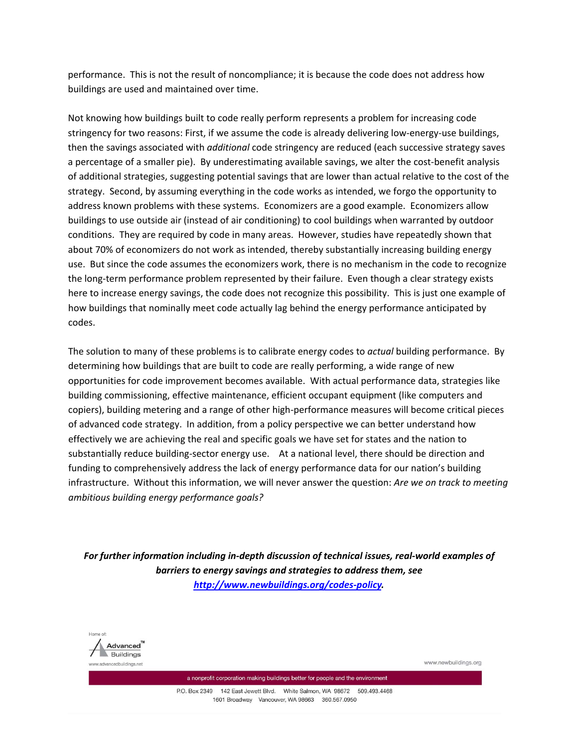performance. This is not the result of noncompliance; it is because the code does not address how buildings are used and maintained over time.

Not knowing how buildings built to code really perform represents a problem for increasing code stringency for two reasons: First, if we assume the code is already delivering low-energy-use buildings, then the savings associated with *additional* code stringency are reduced (each successive strategy saves a percentage of a smaller pie). By underestimating available savings, we alter the cost-benefit analysis of additional strategies, suggesting potential savings that are lower than actual relative to the cost of the strategy. Second, by assuming everything in the code works as intended, we forgo the opportunity to address known problems with these systems. Economizers are a good example. Economizers allow buildings to use outside air (instead of air conditioning) to cool buildings when warranted by outdoor conditions. They are required by code in many areas. However, studies have repeatedly shown that about 70% of economizers do not work as intended, thereby substantially increasing building energy use. But since the code assumes the economizers work, there is no mechanism in the code to recognize the long-term performance problem represented by their failure. Even though a clear strategy exists here to increase energy savings, the code does not recognize this possibility. This is just one example of how buildings that nominally meet code actually lag behind the energy performance anticipated by codes.

The solution to many of these problems is to calibrate energy codes to *actual* building performance. By determining how buildings that are built to code are really performing, a wide range of new opportunities for code improvement becomes available. With actual performance data, strategies like building commissioning, effective maintenance, efficient occupant equipment (like computers and copiers), building metering and a range of other high-performance measures will become critical pieces of advanced code strategy. In addition, from a policy perspective we can better understand how effectively we are achieving the real and specific goals we have set for states and the nation to substantially reduce building-sector energy use. At a national level, there should be direction and funding to comprehensively address the lack of energy performance data for our nation's building infrastructure. Without this information, we will never answer the question: *Are we on track to meeting ambitious building energy performance goals?*

***For further information including in-depth discussion of technical issues, real-world examples of barriers to energy savings and strategies to address them, see [http://www.newbuildings.org/codes-policy](http://www.newbuildings.org/codes-policy).***

Home of: Advanced™ Buildings
www.advancedbuildings.net

www.newbuildings.org

a nonprofit corporation making buildings better for people and the environment

P.O. Box 2349 142 East Jewett Blvd. White Salmon, WA 98672 509.493.4468
1601 Broadway Vancouver, WA 98663 360.567.0950